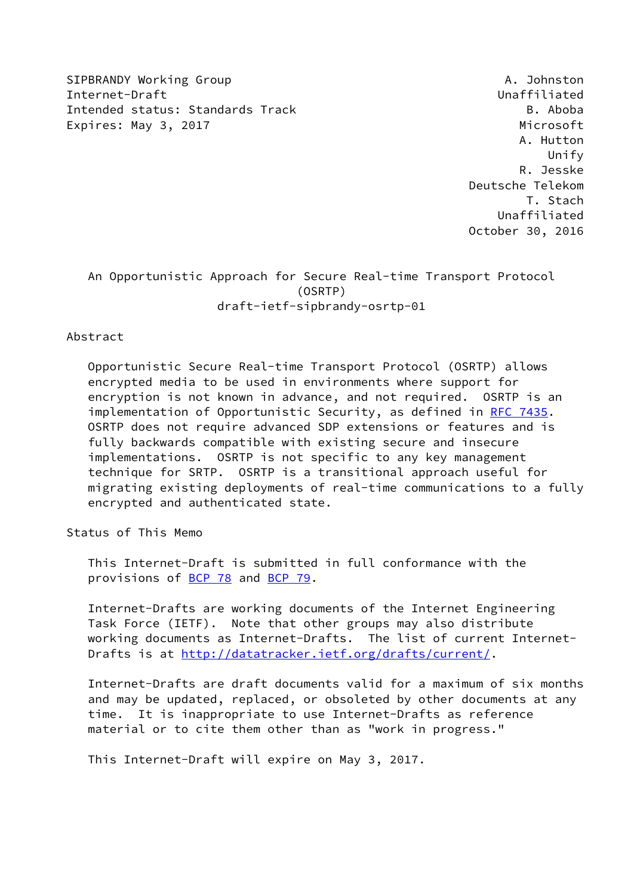SIPBRANDY Working Group A. Johnston
Internet-Draft Unaffiliated
Intended status: Standards Track B. Aboba
Expires: May 3, 2017 Microsoft

A. Hutton
Unify
R. Jesske
Deutsche Telekom
T. Stach
Unaffiliated
October 30, 2016

# An Opportunistic Approach for Secure Real-time Transport Protocol (OSRTP)

draft-ietf-sipbrandy-osrtp-01

## Abstract

Opportunistic Secure Real-time Transport Protocol (OSRTP) allows encrypted media to be used in environments where support for encryption is not known in advance, and not required. OSRTP is an implementation of Opportunistic Security, as defined in RFC 7435. OSRTP does not require advanced SDP extensions or features and is fully backwards compatible with existing secure and insecure implementations. OSRTP is not specific to any key management technique for SRTP. OSRTP is a transitional approach useful for migrating existing deployments of real-time communications to a fully encrypted and authenticated state.

## Status of This Memo

This Internet-Draft is submitted in full conformance with the provisions of BCP 78 and BCP 79.

Internet-Drafts are working documents of the Internet Engineering Task Force (IETF). Note that other groups may also distribute working documents as Internet-Drafts. The list of current Internet-Drafts is at http://datatracker.ietf.org/drafts/current/.

Internet-Drafts are draft documents valid for a maximum of six months and may be updated, replaced, or obsoleted by other documents at any time. It is inappropriate to use Internet-Drafts as reference material or to cite them other than as "work in progress."

This Internet-Draft will expire on May 3, 2017.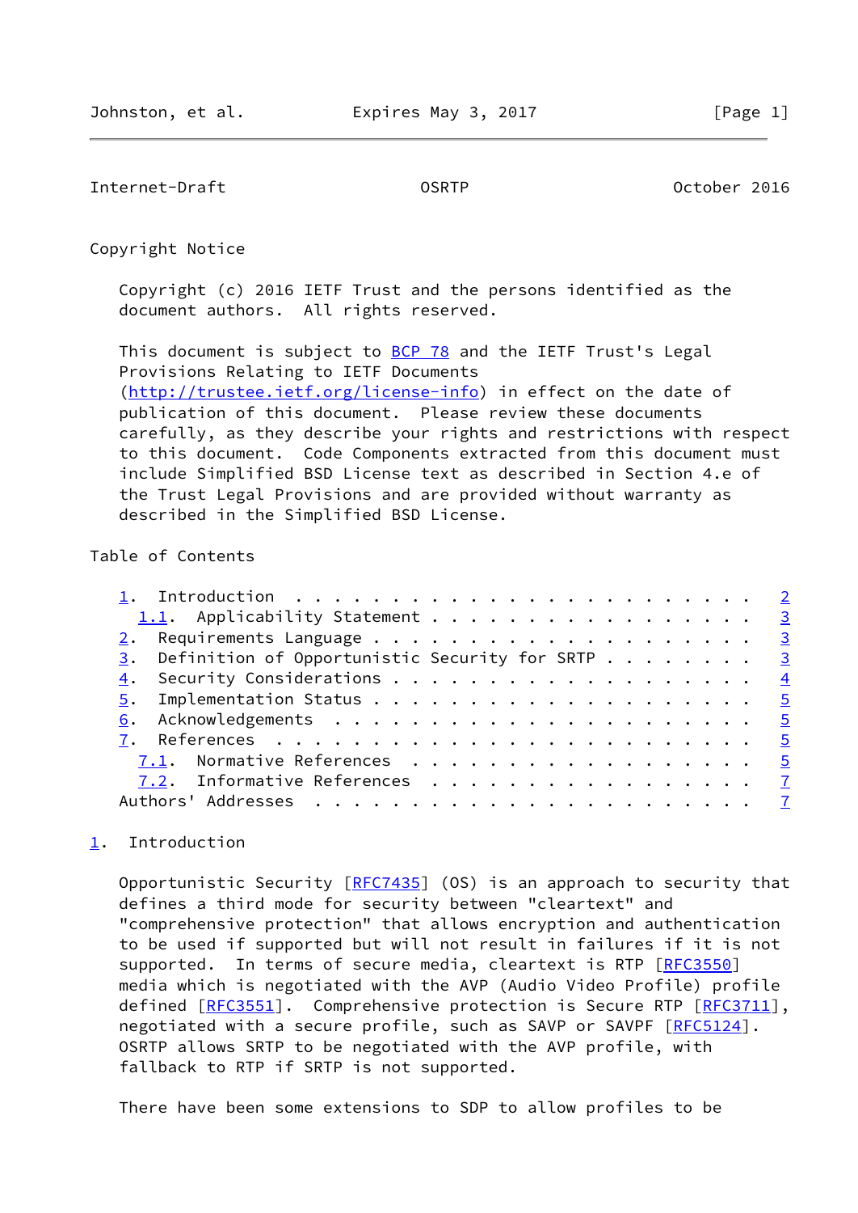## Copyright Notice

Copyright (c) 2016 IETF Trust and the persons identified as the document authors. All rights reserved.

This document is subject to BCP 78 and the IETF Trust's Legal Provisions Relating to IETF Documents (http://trustee.ietf.org/license-info) in effect on the date of publication of this document. Please review these documents carefully, as they describe your rights and restrictions with respect to this document. Code Components extracted from this document must include Simplified BSD License text as described in Section 4.e of the Trust Legal Provisions and are provided without warranty as described in the Simplified BSD License.

## Table of Contents

- 1. Introduction . . . . . . . . . . . . . . . . . . . . . . . . 2
  - 1.1. Applicability Statement . . . . . . . . . . . . . . . . . 3
- 2. Requirements Language . . . . . . . . . . . . . . . . . . . . 3
- 3. Definition of Opportunistic Security for SRTP . . . . . . . . 3
- 4. Security Considerations . . . . . . . . . . . . . . . . . . . 4
- 5. Implementation Status . . . . . . . . . . . . . . . . . . . . 5
- 6. Acknowledgements . . . . . . . . . . . . . . . . . . . . . . 5
- 7. References . . . . . . . . . . . . . . . . . . . . . . . . . 5
  - 7.1. Normative References . . . . . . . . . . . . . . . . . . 5
  - 7.2. Informative References . . . . . . . . . . . . . . . . . 7
- Authors' Addresses . . . . . . . . . . . . . . . . . . . . . . . 7

## 1. Introduction

Opportunistic Security [RFC7435] (OS) is an approach to security that defines a third mode for security between "cleartext" and "comprehensive protection" that allows encryption and authentication to be used if supported but will not result in failures if it is not supported. In terms of secure media, cleartext is RTP [RFC3550] media which is negotiated with the AVP (Audio Video Profile) profile defined [RFC3551]. Comprehensive protection is Secure RTP [RFC3711], negotiated with a secure profile, such as SAVP or SAVPF [RFC5124]. OSRTP allows SRTP to be negotiated with the AVP profile, with fallback to RTP if SRTP is not supported.

There have been some extensions to SDP to allow profiles to be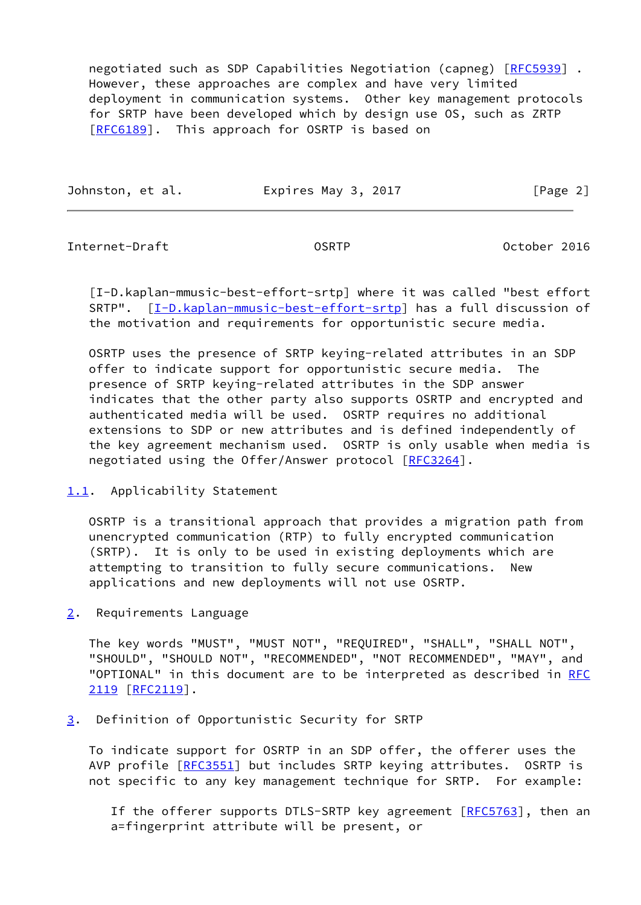negotiated such as SDP Capabilities Negotiation (capneg) [RFC5939] . However, these approaches are complex and have very limited deployment in communication systems. Other key management protocols for SRTP have been developed which by design use OS, such as ZRTP [RFC6189]. This approach for OSRTP is based on [I-D.kaplan-mmusic-best-effort-srtp] where it was called "best effort SRTP". [I-D.kaplan-mmusic-best-effort-srtp] has a full discussion of the motivation and requirements for opportunistic secure media.

OSRTP uses the presence of SRTP keying-related attributes in an SDP offer to indicate support for opportunistic secure media. The presence of SRTP keying-related attributes in the SDP answer indicates that the other party also supports OSRTP and encrypted and authenticated media will be used. OSRTP requires no additional extensions to SDP or new attributes and is defined independently of the key agreement mechanism used. OSRTP is only usable when media is negotiated using the Offer/Answer protocol [RFC3264].

### 1.1. Applicability Statement

OSRTP is a transitional approach that provides a migration path from unencrypted communication (RTP) to fully encrypted communication (SRTP). It is only to be used in existing deployments which are attempting to transition to fully secure communications. New applications and new deployments will not use OSRTP.

## 2. Requirements Language

The key words "MUST", "MUST NOT", "REQUIRED", "SHALL", "SHALL NOT", "SHOULD", "SHOULD NOT", "RECOMMENDED", "NOT RECOMMENDED", "MAY", and "OPTIONAL" in this document are to be interpreted as described in RFC 2119 [RFC2119].

## 3. Definition of Opportunistic Security for SRTP

To indicate support for OSRTP in an SDP offer, the offerer uses the AVP profile [RFC3551] but includes SRTP keying attributes. OSRTP is not specific to any key management technique for SRTP. For example:

> If the offerer supports DTLS-SRTP key agreement [RFC5763], then an a=fingerprint attribute will be present, or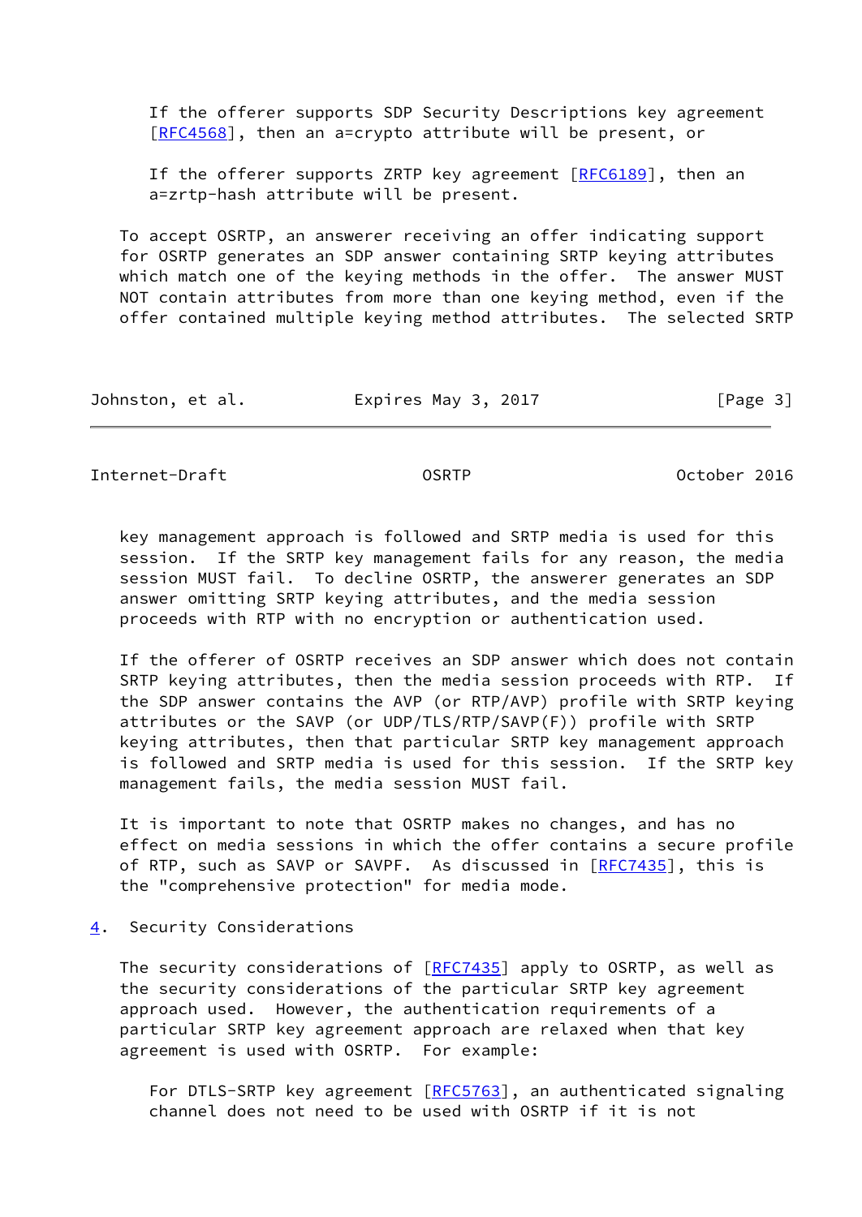If the offerer supports SDP Security Descriptions key agreement [RFC4568], then an a=crypto attribute will be present, or

If the offerer supports ZRTP key agreement [RFC6189], then an a=zrtp-hash attribute will be present.

To accept OSRTP, an answerer receiving an offer indicating support for OSRTP generates an SDP answer containing SRTP keying attributes which match one of the keying methods in the offer. The answer MUST NOT contain attributes from more than one keying method, even if the offer contained multiple keying method attributes. The selected SRTP key management approach is followed and SRTP media is used for this session. If the SRTP key management fails for any reason, the media session MUST fail. To decline OSRTP, the answerer generates an SDP answer omitting SRTP keying attributes, and the media session proceeds with RTP with no encryption or authentication used.

If the offerer of OSRTP receives an SDP answer which does not contain SRTP keying attributes, then the media session proceeds with RTP. If the SDP answer contains the AVP (or RTP/AVP) profile with SRTP keying attributes or the SAVP (or UDP/TLS/RTP/SAVP(F)) profile with SRTP keying attributes, then that particular SRTP key management approach is followed and SRTP media is used for this session. If the SRTP key management fails, the media session MUST fail.

It is important to note that OSRTP makes no changes, and has no effect on media sessions in which the offer contains a secure profile of RTP, such as SAVP or SAVPF. As discussed in [RFC7435], this is the "comprehensive protection" for media mode.

## 4. Security Considerations

The security considerations of [RFC7435] apply to OSRTP, as well as the security considerations of the particular SRTP key agreement approach used. However, the authentication requirements of a particular SRTP key agreement approach are relaxed when that key agreement is used with OSRTP. For example:

For DTLS-SRTP key agreement [RFC5763], an authenticated signaling channel does not need to be used with OSRTP if it is not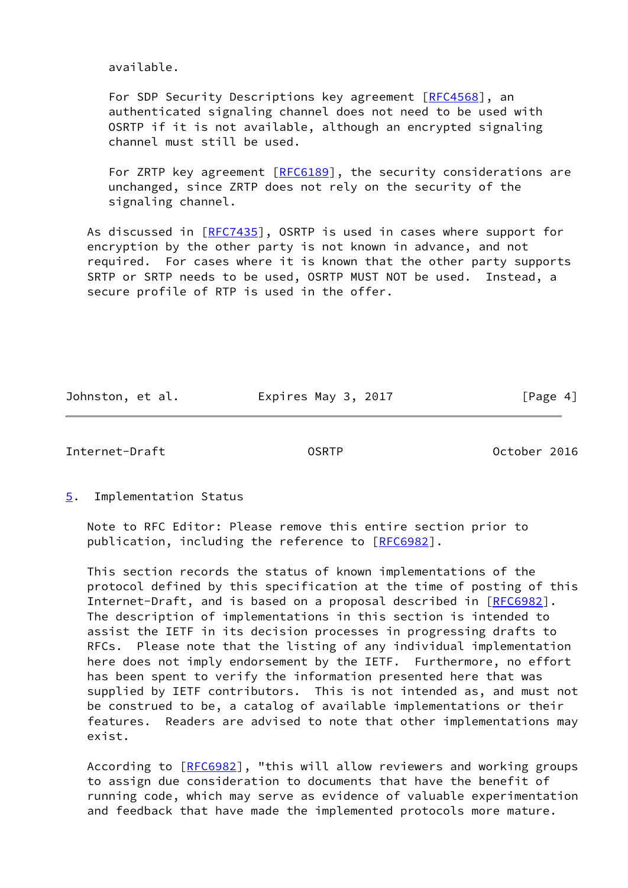available.

For SDP Security Descriptions key agreement [RFC4568], an authenticated signaling channel does not need to be used with OSRTP if it is not available, although an encrypted signaling channel must still be used.

For ZRTP key agreement [RFC6189], the security considerations are unchanged, since ZRTP does not rely on the security of the signaling channel.

As discussed in [RFC7435], OSRTP is used in cases where support for encryption by the other party is not known in advance, and not required. For cases where it is known that the other party supports SRTP or SRTP needs to be used, OSRTP MUST NOT be used. Instead, a secure profile of RTP is used in the offer.

## 5. Implementation Status

Note to RFC Editor: Please remove this entire section prior to publication, including the reference to [RFC6982].

This section records the status of known implementations of the protocol defined by this specification at the time of posting of this Internet-Draft, and is based on a proposal described in [RFC6982]. The description of implementations in this section is intended to assist the IETF in its decision processes in progressing drafts to RFCs. Please note that the listing of any individual implementation here does not imply endorsement by the IETF. Furthermore, no effort has been spent to verify the information presented here that was supplied by IETF contributors. This is not intended as, and must not be construed to be, a catalog of available implementations or their features. Readers are advised to note that other implementations may exist.

According to [RFC6982], "this will allow reviewers and working groups to assign due consideration to documents that have the benefit of running code, which may serve as evidence of valuable experimentation and feedback that have made the implemented protocols more mature.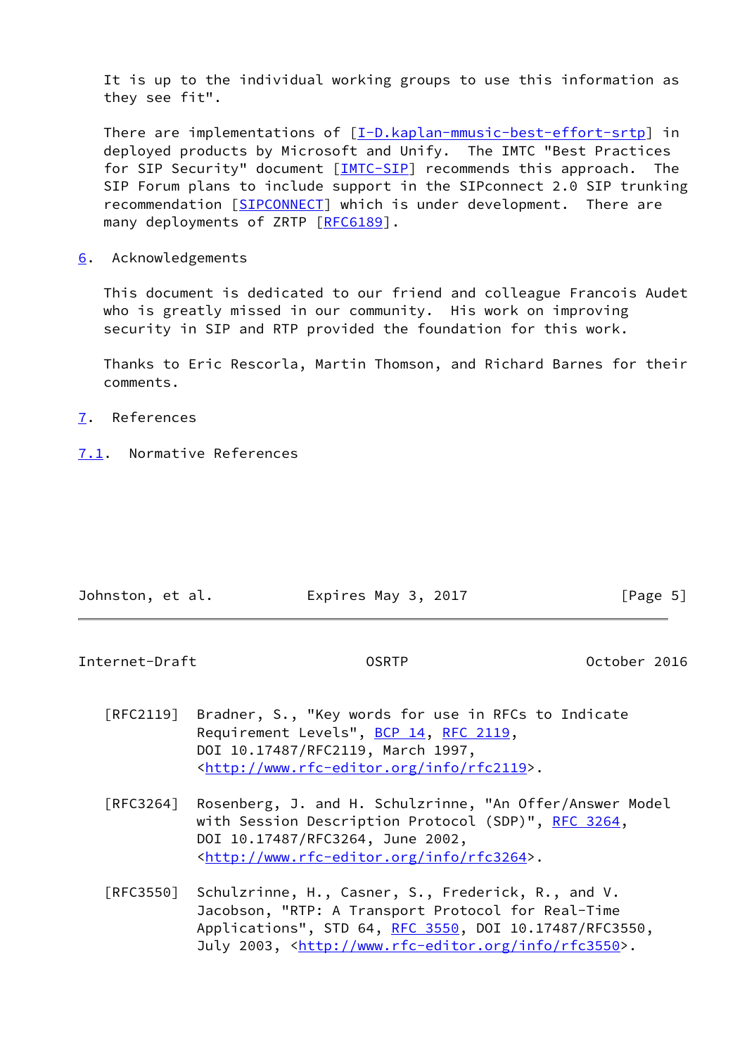It is up to the individual working groups to use this information as they see fit".

There are implementations of [I-D.kaplan-mmusic-best-effort-srtp] in deployed products by Microsoft and Unify. The IMTC "Best Practices for SIP Security" document [IMTC-SIP] recommends this approach. The SIP Forum plans to include support in the SIPconnect 2.0 SIP trunking recommendation [SIPCONNECT] which is under development. There are many deployments of ZRTP [RFC6189].

## 6. Acknowledgements

This document is dedicated to our friend and colleague Francois Audet who is greatly missed in our community. His work on improving security in SIP and RTP provided the foundation for this work.

Thanks to Eric Rescorla, Martin Thomson, and Richard Barnes for their comments.

## 7. References

### 7.1. Normative References

[RFC2119] Bradner, S., "Key words for use in RFCs to Indicate Requirement Levels", BCP 14, RFC 2119, DOI 10.17487/RFC2119, March 1997, <http://www.rfc-editor.org/info/rfc2119>.

[RFC3264] Rosenberg, J. and H. Schulzrinne, "An Offer/Answer Model with Session Description Protocol (SDP)", RFC 3264, DOI 10.17487/RFC3264, June 2002, <http://www.rfc-editor.org/info/rfc3264>.

[RFC3550] Schulzrinne, H., Casner, S., Frederick, R., and V. Jacobson, "RTP: A Transport Protocol for Real-Time Applications", STD 64, RFC 3550, DOI 10.17487/RFC3550, July 2003, <http://www.rfc-editor.org/info/rfc3550>.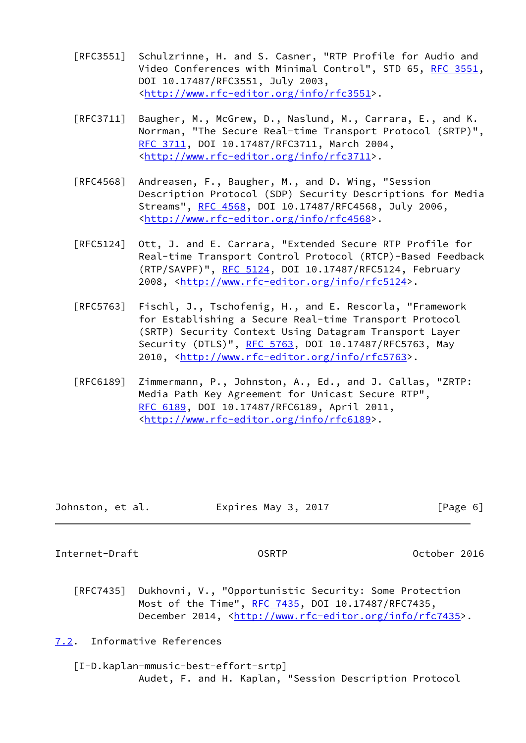[RFC3551] Schulzrinne, H. and S. Casner, "RTP Profile for Audio and Video Conferences with Minimal Control", STD 65, RFC 3551, DOI 10.17487/RFC3551, July 2003, <http://www.rfc-editor.org/info/rfc3551>.

[RFC3711] Baugher, M., McGrew, D., Naslund, M., Carrara, E., and K. Norrman, "The Secure Real-time Transport Protocol (SRTP)", RFC 3711, DOI 10.17487/RFC3711, March 2004, <http://www.rfc-editor.org/info/rfc3711>.

[RFC4568] Andreasen, F., Baugher, M., and D. Wing, "Session Description Protocol (SDP) Security Descriptions for Media Streams", RFC 4568, DOI 10.17487/RFC4568, July 2006, <http://www.rfc-editor.org/info/rfc4568>.

[RFC5124] Ott, J. and E. Carrara, "Extended Secure RTP Profile for Real-time Transport Control Protocol (RTCP)-Based Feedback (RTP/SAVPF)", RFC 5124, DOI 10.17487/RFC5124, February 2008, <http://www.rfc-editor.org/info/rfc5124>.

[RFC5763] Fischl, J., Tschofenig, H., and E. Rescorla, "Framework for Establishing a Secure Real-time Transport Protocol (SRTP) Security Context Using Datagram Transport Layer Security (DTLS)", RFC 5763, DOI 10.17487/RFC5763, May 2010, <http://www.rfc-editor.org/info/rfc5763>.

[RFC6189] Zimmermann, P., Johnston, A., Ed., and J. Callas, "ZRTP: Media Path Key Agreement for Unicast Secure RTP", RFC 6189, DOI 10.17487/RFC6189, April 2011, <http://www.rfc-editor.org/info/rfc6189>.

[RFC7435] Dukhovni, V., "Opportunistic Security: Some Protection Most of the Time", RFC 7435, DOI 10.17487/RFC7435, December 2014, <http://www.rfc-editor.org/info/rfc7435>.

### 7.2. Informative References

[I-D.kaplan-mmusic-best-effort-srtp]
Audet, F. and H. Kaplan, "Session Description Protocol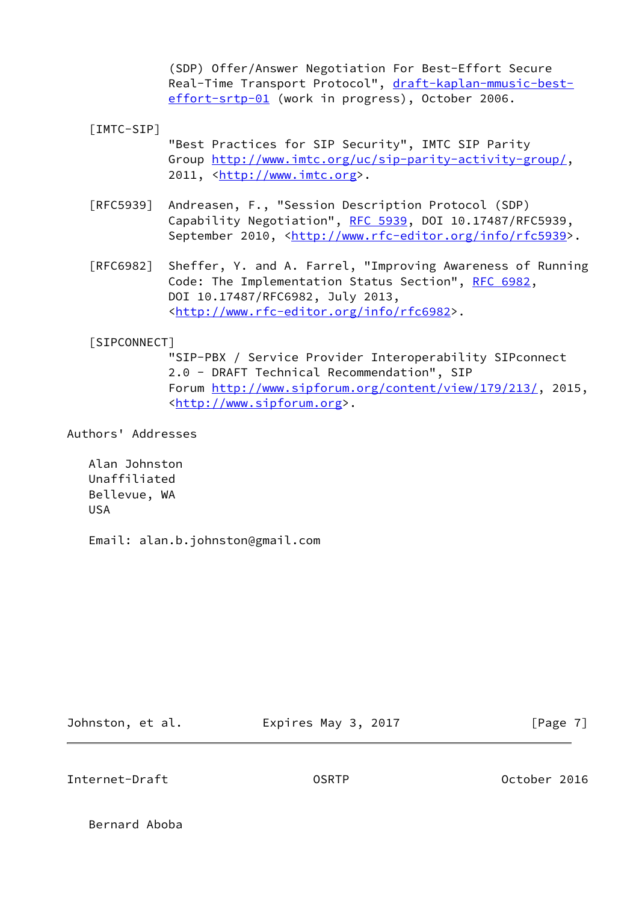(SDP) Offer/Answer Negotiation For Best-Effort Secure Real-Time Transport Protocol", draft-kaplan-mmusic-best-effort-srtp-01 (work in progress), October 2006.

[IMTC-SIP]
"Best Practices for SIP Security", IMTC SIP Parity Group http://www.imtc.org/uc/sip-parity-activity-group/, 2011, <http://www.imtc.org>.

[RFC5939] Andreasen, F., "Session Description Protocol (SDP) Capability Negotiation", RFC 5939, DOI 10.17487/RFC5939, September 2010, <http://www.rfc-editor.org/info/rfc5939>.

[RFC6982] Sheffer, Y. and A. Farrel, "Improving Awareness of Running Code: The Implementation Status Section", RFC 6982, DOI 10.17487/RFC6982, July 2013, <http://www.rfc-editor.org/info/rfc6982>.

[SIPCONNECT]
"SIP-PBX / Service Provider Interoperability SIPconnect 2.0 - DRAFT Technical Recommendation", SIP Forum http://www.sipforum.org/content/view/179/213/, 2015, <http://www.sipforum.org>.

## Authors' Addresses

Alan Johnston
Unaffiliated
Bellevue, WA
USA

Email: alan.b.johnston@gmail.com

Bernard Aboba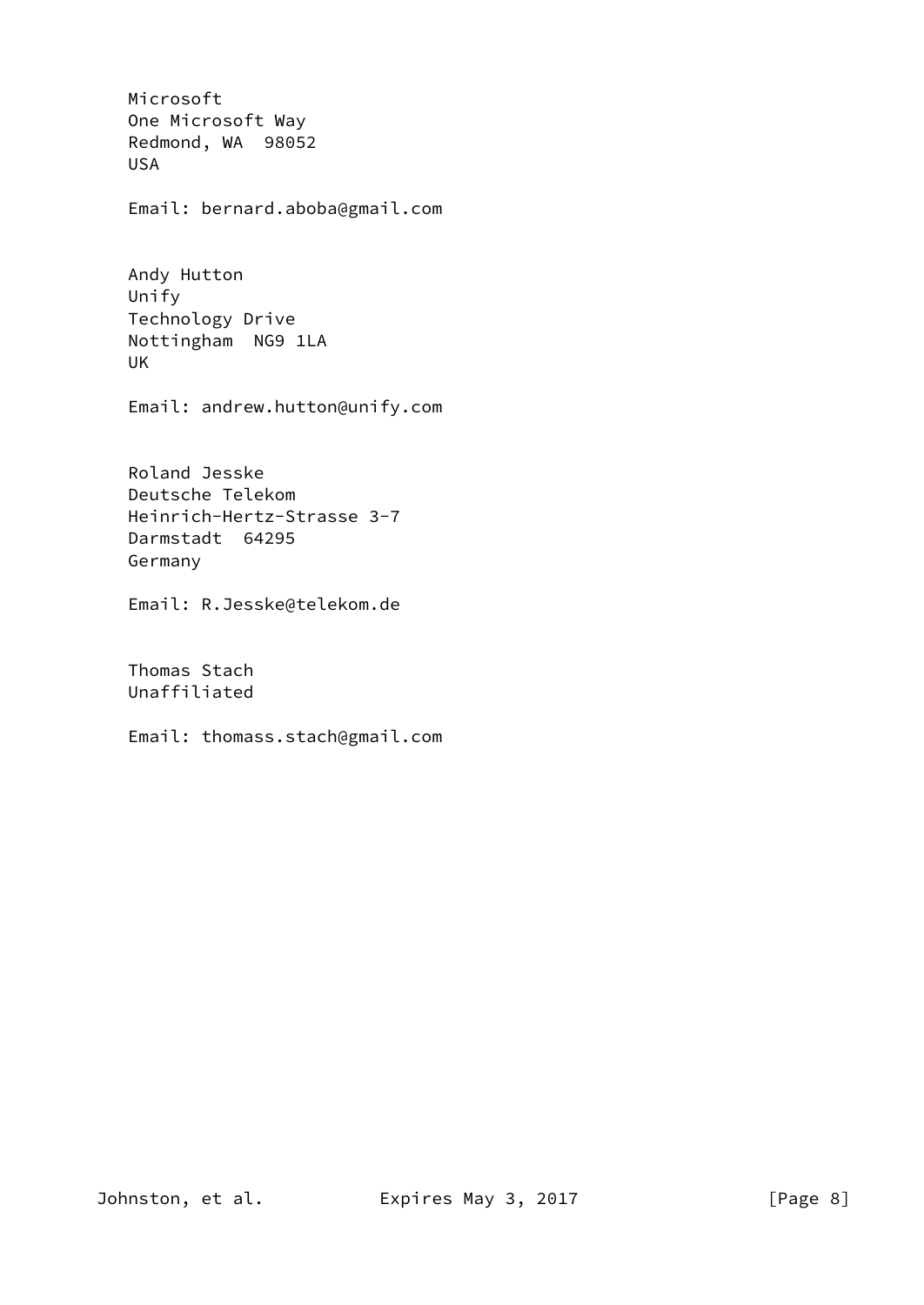Microsoft
One Microsoft Way
Redmond, WA  98052
USA

Email: bernard.aboba@gmail.com

Andy Hutton
Unify
Technology Drive
Nottingham  NG9 1LA
UK

Email: andrew.hutton@unify.com

Roland Jesske
Deutsche Telekom
Heinrich-Hertz-Strasse 3-7
Darmstadt  64295
Germany

Email: R.Jesske@telekom.de

Thomas Stach
Unaffiliated

Email: thomass.stach@gmail.com